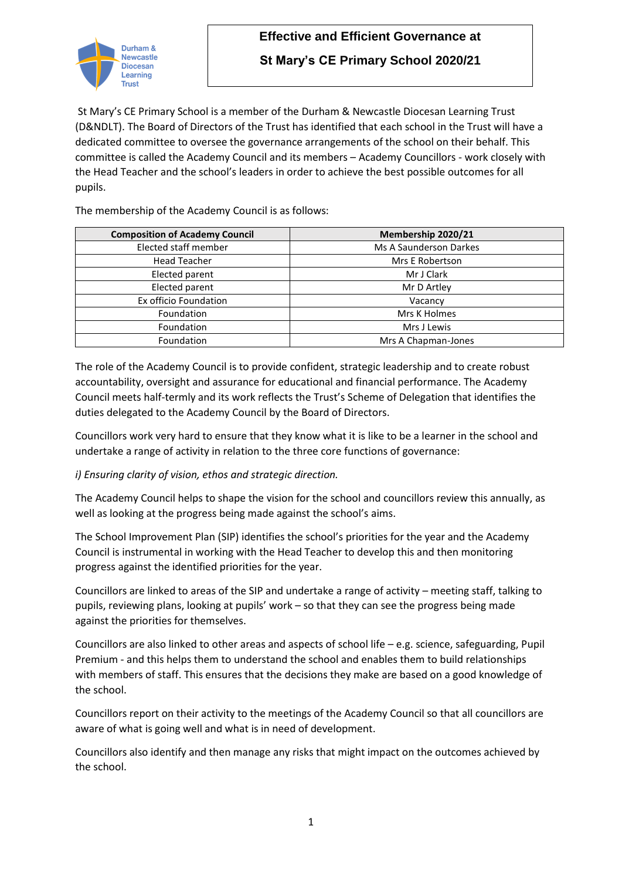# Effective and Efficient Governance at St Mary's CE Primary School 2020/21

St Mary's CE Primary School is a member of the Durham & Newcastle Diocesan Learning Trust (D&NDLT). The Board of Directors of the Trust has identified that each school in the Trust will have a dedicated committee to oversee the governance arrangements of the school on their behalf. This committee is called the Academy Council and its members – Academy Councillors - work closely with the Head Teacher and the school's leaders in order to achieve the best possible outcomes for all pupils.

The membership of the Academy Council is as follows:

| Composition of Academy Council | Membership 2020/21 |
|---|---|
| Elected staff member | Ms A Saunderson Darkes |
| Head Teacher | Mrs E Robertson |
| Elected parent | Mr J Clark |
| Elected parent | Mr D Artley |
| Ex officio Foundation | Vacancy |
| Foundation | Mrs K Holmes |
| Foundation | Mrs J Lewis |
| Foundation | Mrs A Chapman-Jones |

The role of the Academy Council is to provide confident, strategic leadership and to create robust accountability, oversight and assurance for educational and financial performance. The Academy Council meets half-termly and its work reflects the Trust's Scheme of Delegation that identifies the duties delegated to the Academy Council by the Board of Directors.

Councillors work very hard to ensure that they know what it is like to be a learner in the school and undertake a range of activity in relation to the three core functions of governance:

*i) Ensuring clarity of vision, ethos and strategic direction.*

The Academy Council helps to shape the vision for the school and councillors review this annually, as well as looking at the progress being made against the school's aims.

The School Improvement Plan (SIP) identifies the school's priorities for the year and the Academy Council is instrumental in working with the Head Teacher to develop this and then monitoring progress against the identified priorities for the year.

Councillors are linked to areas of the SIP and undertake a range of activity – meeting staff, talking to pupils, reviewing plans, looking at pupils' work – so that they can see the progress being made against the priorities for themselves.

Councillors are also linked to other areas and aspects of school life – e.g. science, safeguarding, Pupil Premium - and this helps them to understand the school and enables them to build relationships with members of staff. This ensures that the decisions they make are based on a good knowledge of the school.

Councillors report on their activity to the meetings of the Academy Council so that all councillors are aware of what is going well and what is in need of development.

Councillors also identify and then manage any risks that might impact on the outcomes achieved by the school.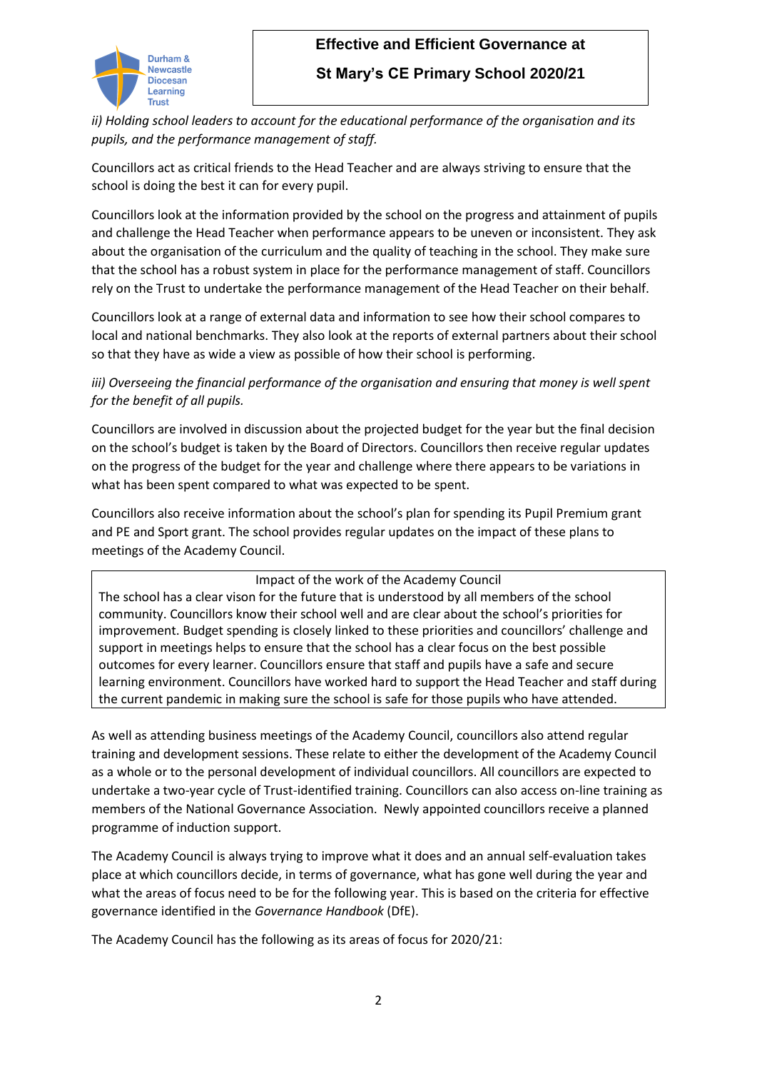*ii) Holding school leaders to account for the educational performance of the organisation and its pupils, and the performance management of staff.*

Councillors act as critical friends to the Head Teacher and are always striving to ensure that the school is doing the best it can for every pupil.

Councillors look at the information provided by the school on the progress and attainment of pupils and challenge the Head Teacher when performance appears to be uneven or inconsistent. They ask about the organisation of the curriculum and the quality of teaching in the school. They make sure that the school has a robust system in place for the performance management of staff. Councillors rely on the Trust to undertake the performance management of the Head Teacher on their behalf.

Councillors look at a range of external data and information to see how their school compares to local and national benchmarks. They also look at the reports of external partners about their school so that they have as wide a view as possible of how their school is performing.

*iii) Overseeing the financial performance of the organisation and ensuring that money is well spent for the benefit of all pupils.*

Councillors are involved in discussion about the projected budget for the year but the final decision on the school's budget is taken by the Board of Directors. Councillors then receive regular updates on the progress of the budget for the year and challenge where there appears to be variations in what has been spent compared to what was expected to be spent.

Councillors also receive information about the school's plan for spending its Pupil Premium grant and PE and Sport grant. The school provides regular updates on the impact of these plans to meetings of the Academy Council.

| Impact of the work of the Academy Council |
|---|
| The school has a clear vison for the future that is understood by all members of the school community. Councillors know their school well and are clear about the school's priorities for improvement. Budget spending is closely linked to these priorities and councillors' challenge and support in meetings helps to ensure that the school has a clear focus on the best possible outcomes for every learner. Councillors ensure that staff and pupils have a safe and secure learning environment. Councillors have worked hard to support the Head Teacher and staff during the current pandemic in making sure the school is safe for those pupils who have attended. |

As well as attending business meetings of the Academy Council, councillors also attend regular training and development sessions. These relate to either the development of the Academy Council as a whole or to the personal development of individual councillors. All councillors are expected to undertake a two-year cycle of Trust-identified training. Councillors can also access on-line training as members of the National Governance Association. Newly appointed councillors receive a planned programme of induction support.

The Academy Council is always trying to improve what it does and an annual self-evaluation takes place at which councillors decide, in terms of governance, what has gone well during the year and what the areas of focus need to be for the following year. This is based on the criteria for effective governance identified in the *Governance Handbook* (DfE).

The Academy Council has the following as its areas of focus for 2020/21: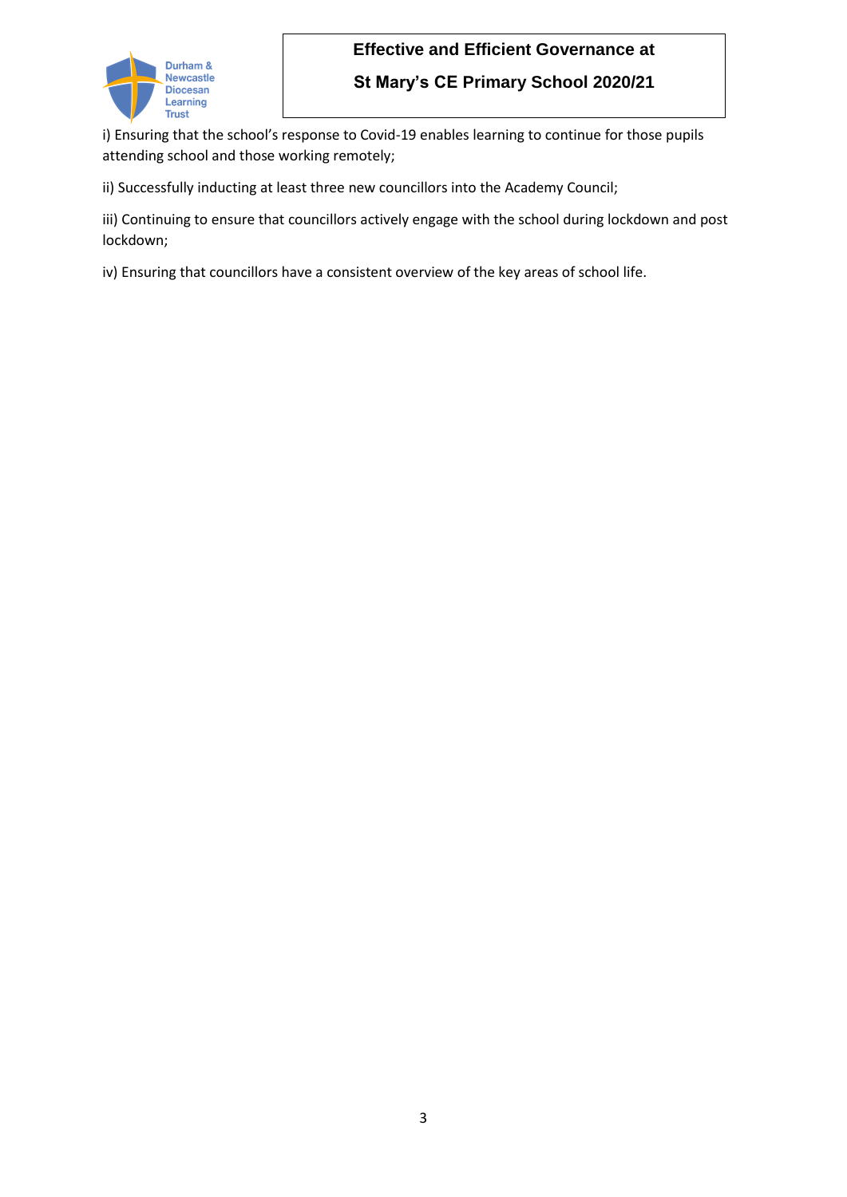i) Ensuring that the school's response to Covid-19 enables learning to continue for those pupils attending school and those working remotely;

ii) Successfully inducting at least three new councillors into the Academy Council;

iii) Continuing to ensure that councillors actively engage with the school during lockdown and post lockdown;

iv) Ensuring that councillors have a consistent overview of the key areas of school life.